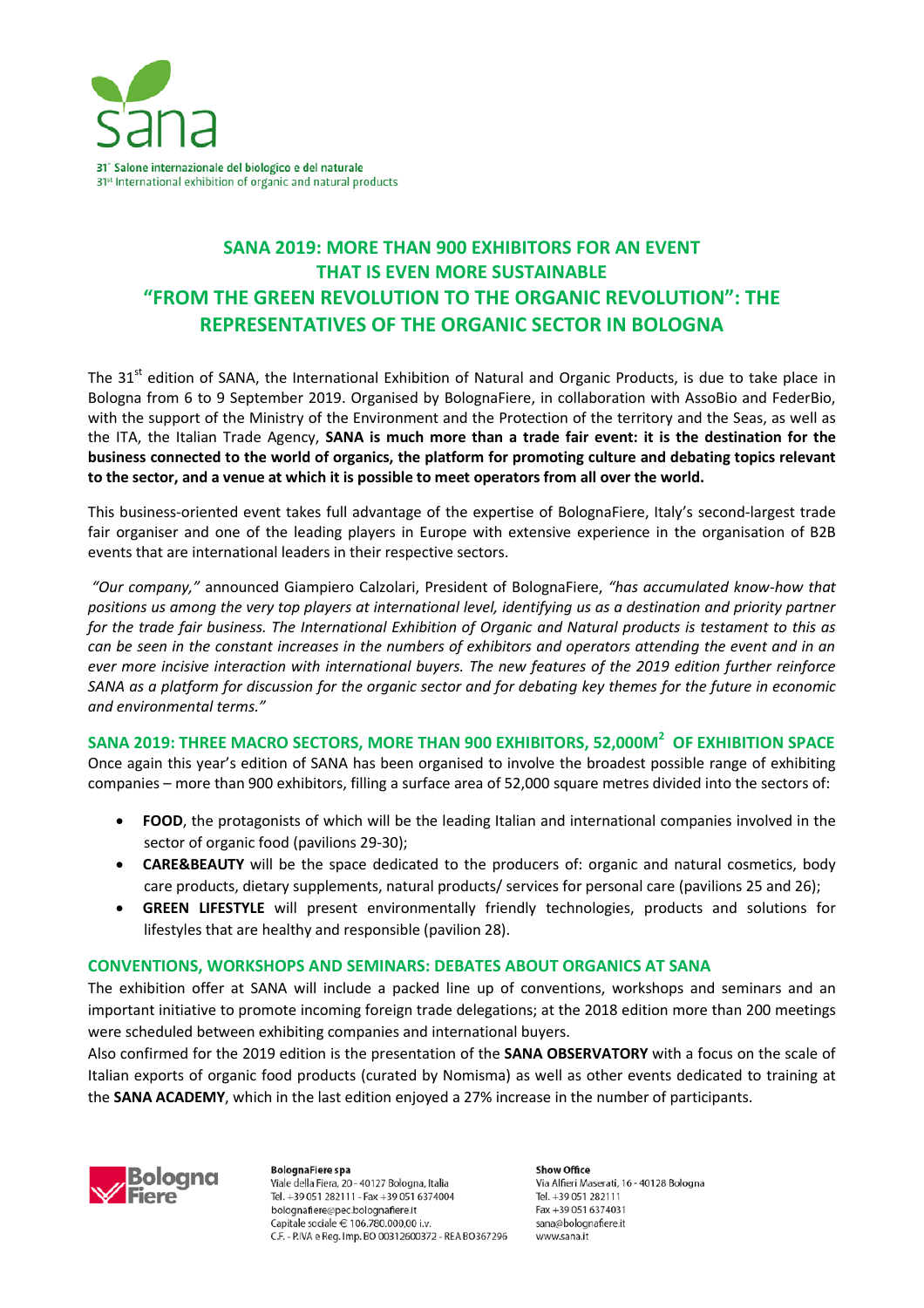31° Salone internazionale del biologico e del naturale
31st International exhibition of organic and natural products

# SANA 2019: MORE THAN 900 EXHIBITORS FOR AN EVENT THAT IS EVEN MORE SUSTAINABLE
# "FROM THE GREEN REVOLUTION TO THE ORGANIC REVOLUTION": THE REPRESENTATIVES OF THE ORGANIC SECTOR IN BOLOGNA

The 31st edition of SANA, the International Exhibition of Natural and Organic Products, is due to take place in Bologna from 6 to 9 September 2019. Organised by BolognaFiere, in collaboration with AssoBio and FederBio, with the support of the Ministry of the Environment and the Protection of the territory and the Seas, as well as the ITA, the Italian Trade Agency, **SANA is much more than a trade fair event: it is the destination for the business connected to the world of organics, the platform for promoting culture and debating topics relevant to the sector, and a venue at which it is possible to meet operators from all over the world.**

This business-oriented event takes full advantage of the expertise of BolognaFiere, Italy's second-largest trade fair organiser and one of the leading players in Europe with extensive experience in the organisation of B2B events that are international leaders in their respective sectors.

*"Our company,"* announced Giampiero Calzolari, President of BolognaFiere, *"has accumulated know-how that positions us among the very top players at international level, identifying us as a destination and priority partner for the trade fair business. The International Exhibition of Organic and Natural products is testament to this as can be seen in the constant increases in the numbers of exhibitors and operators attending the event and in an ever more incisive interaction with international buyers. The new features of the 2019 edition further reinforce SANA as a platform for discussion for the organic sector and for debating key themes for the future in economic and environmental terms."*

## SANA 2019: THREE MACRO SECTORS, MORE THAN 900 EXHIBITORS, 52,000M$^2$ OF EXHIBITION SPACE

Once again this year's edition of SANA has been organised to involve the broadest possible range of exhibiting companies – more than 900 exhibitors, filling a surface area of 52,000 square metres divided into the sectors of:

- **FOOD**, the protagonists of which will be the leading Italian and international companies involved in the sector of organic food (pavilions 29-30);
- **CARE&BEAUTY** will be the space dedicated to the producers of: organic and natural cosmetics, body care products, dietary supplements, natural products/ services for personal care (pavilions 25 and 26);
- **GREEN LIFESTYLE** will present environmentally friendly technologies, products and solutions for lifestyles that are healthy and responsible (pavilion 28).

## CONVENTIONS, WORKSHOPS AND SEMINARS: DEBATES ABOUT ORGANICS AT SANA

The exhibition offer at SANA will include a packed line up of conventions, workshops and seminars and an important initiative to promote incoming foreign trade delegations; at the 2018 edition more than 200 meetings were scheduled between exhibiting companies and international buyers.

Also confirmed for the 2019 edition is the presentation of the **SANA OBSERVATORY** with a focus on the scale of Italian exports of organic food products (curated by Nomisma) as well as other events dedicated to training at the **SANA ACADEMY**, which in the last edition enjoyed a 27% increase in the number of participants.

**BolognaFiere spa**
Viale della Fiera, 20 - 40127 Bologna, Italia
Tel. +39 051 282111 - Fax +39 051 6374004
bolognafiere@pec.bolognafiere.it
Capitale sociale € 106.780.000,00 i.v.
C.F. - P.IVA e Reg. Imp. BO 00312600372 - REA BO367296

**Show Office**
Via Alfieri Maserati, 16 - 40128 Bologna
Tel. +39 051 282111
Fax +39 051 6374031
sana@bolognafiere.it
www.sana.it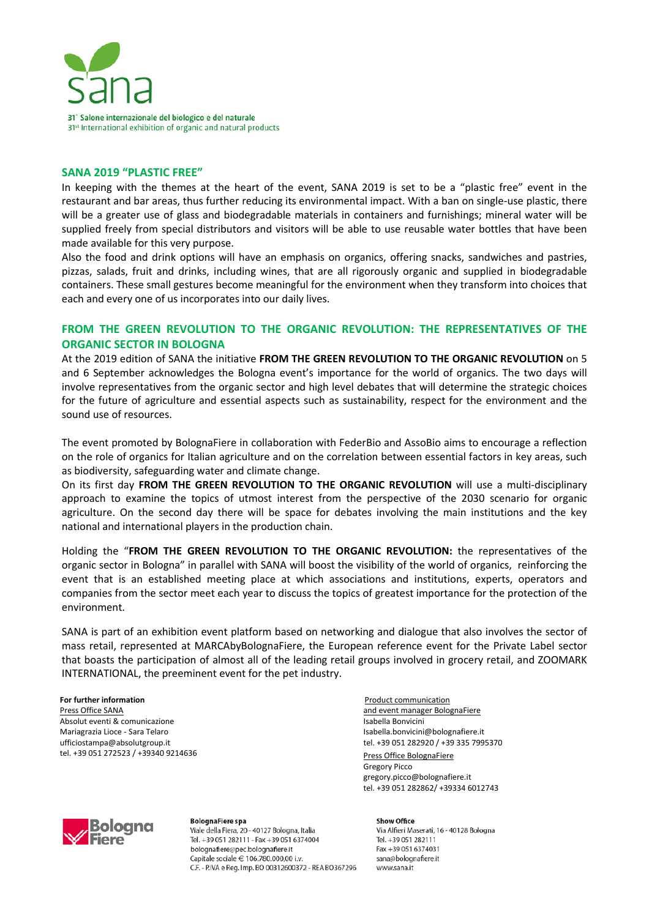31° Salone internazionale del biologico e del naturale
31st International exhibition of organic and natural products

## SANA 2019 "PLASTIC FREE"

In keeping with the themes at the heart of the event, SANA 2019 is set to be a "plastic free" event in the restaurant and bar areas, thus further reducing its environmental impact. With a ban on single-use plastic, there will be a greater use of glass and biodegradable materials in containers and furnishings; mineral water will be supplied freely from special distributors and visitors will be able to use reusable water bottles that have been made available for this very purpose.

Also the food and drink options will have an emphasis on organics, offering snacks, sandwiches and pastries, pizzas, salads, fruit and drinks, including wines, that are all rigorously organic and supplied in biodegradable containers. These small gestures become meaningful for the environment when they transform into choices that each and every one of us incorporates into our daily lives.

## FROM THE GREEN REVOLUTION TO THE ORGANIC REVOLUTION: THE REPRESENTATIVES OF THE ORGANIC SECTOR IN BOLOGNA

At the 2019 edition of SANA the initiative **FROM THE GREEN REVOLUTION TO THE ORGANIC REVOLUTION** on 5 and 6 September acknowledges the Bologna event's importance for the world of organics. The two days will involve representatives from the organic sector and high level debates that will determine the strategic choices for the future of agriculture and essential aspects such as sustainability, respect for the environment and the sound use of resources.

The event promoted by BolognaFiere in collaboration with FederBio and AssoBio aims to encourage a reflection on the role of organics for Italian agriculture and on the correlation between essential factors in key areas, such as biodiversity, safeguarding water and climate change.

On its first day **FROM THE GREEN REVOLUTION TO THE ORGANIC REVOLUTION** will use a multi-disciplinary approach to examine the topics of utmost interest from the perspective of the 2030 scenario for organic agriculture. On the second day there will be space for debates involving the main institutions and the key national and international players in the production chain.

Holding the "**FROM THE GREEN REVOLUTION TO THE ORGANIC REVOLUTION:** the representatives of the organic sector in Bologna" in parallel with SANA will boost the visibility of the world of organics, reinforcing the event that is an established meeting place at which associations and institutions, experts, operators and companies from the sector meet each year to discuss the topics of greatest importance for the protection of the environment.

SANA is part of an exhibition event platform based on networking and dialogue that also involves the sector of mass retail, represented at MARCAbyBolognaFiere, the European reference event for the Private Label sector that boasts the participation of almost all of the leading retail groups involved in grocery retail, and ZOOMARK INTERNATIONAL, the preeminent event for the pet industry.

**For further information**
Press Office SANA
Absolut eventi & comunicazione
Mariagrazia Lioce - Sara Telaro
ufficiostampa@absolutgroup.it
tel. +39 051 272523 / +39340 9214636

Product communication
and event manager BolognaFiere
Isabella Bonvicini
Isabella.bonvicini@bolognafiere.it
tel. +39 051 282920 / +39 335 7995370

Press Office BolognaFiere
Gregory Picco
gregory.picco@bolognafiere.it
tel. +39 051 282862/ +39334 6012743

**BolognaFiere spa**
Viale della Fiera, 20 - 40127 Bologna, Italia
Tel. +39 051 282111 - Fax +39 051 6374004
bolognafiere@pec.bolognafiere.it
Capitale sociale € 106.780.000,00 i.v.
C.F. - P.IVA e Reg. Imp. BO 00312600372 - REA BO367296

**Show Office**
Via Alfieri Maserati, 16 - 40128 Bologna
Tel. +39 051 282111
Fax +39 051 6374031
sana@bolognafiere.it
www.sana.it